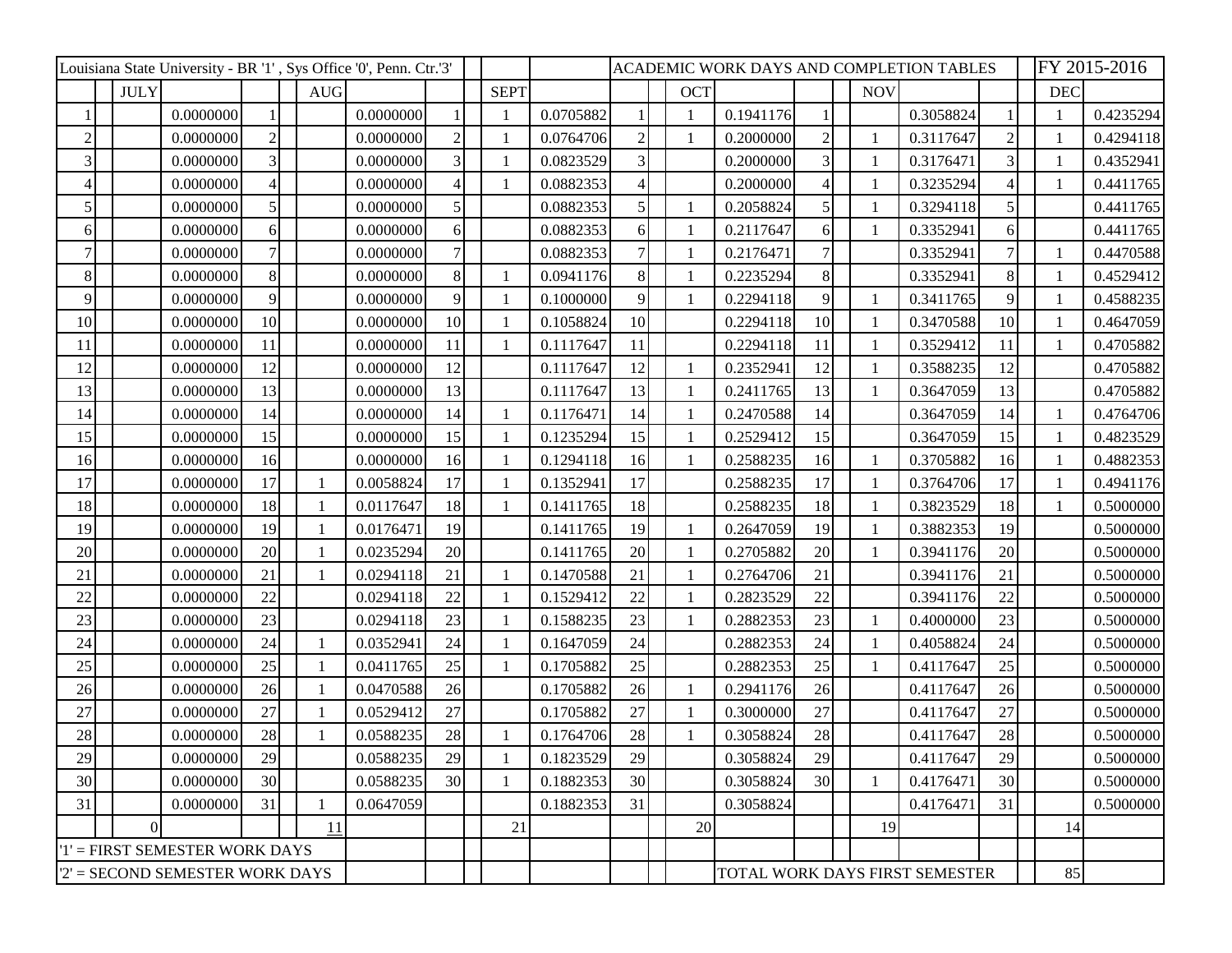| Louisiana State University - BR '1' , Sys Office '0', Penn. Ctr.'3' | | | | | | | | | | | | ACADEMIC WORK DAYS AND COMPLETION TABLES | | | | | | | | | | FY 2015-2016 | |
|---|---|---|---|---|---|---|---|---|---|---|---|---|---|---|---|---|---|---|---|---|---|---|---|
| | | JULY | | | | AUG | | | | SEPT | | | | OCT | | | | NOV | | | | DEC | |
| 1 | | | 0.0000000 | 1 | | | 0.0000000 | 1 | | 1 | 0.0705882 | 1 | | 1 | 0.1941176 | 1 | | | 0.3058824 | 1 | | 1 | 0.4235294 |
| 2 | | | 0.0000000 | 2 | | | 0.0000000 | 2 | | 1 | 0.0764706 | 2 | | 1 | 0.2000000 | 2 | | 1 | 0.3117647 | 2 | | 1 | 0.4294118 |
| 3 | | | 0.0000000 | 3 | | | 0.0000000 | 3 | | 1 | 0.0823529 | 3 | | | 0.2000000 | 3 | | 1 | 0.3176471 | 3 | | 1 | 0.4352941 |
| 4 | | | 0.0000000 | 4 | | | 0.0000000 | 4 | | 1 | 0.0882353 | 4 | | | 0.2000000 | 4 | | 1 | 0.3235294 | 4 | | 1 | 0.4411765 |
| 5 | | | 0.0000000 | 5 | | | 0.0000000 | 5 | | | 0.0882353 | 5 | | 1 | 0.2058824 | 5 | | 1 | 0.3294118 | 5 | | | 0.4411765 |
| 6 | | | 0.0000000 | 6 | | | 0.0000000 | 6 | | | 0.0882353 | 6 | | 1 | 0.2117647 | 6 | | 1 | 0.3352941 | 6 | | | 0.4411765 |
| 7 | | | 0.0000000 | 7 | | | 0.0000000 | 7 | | | 0.0882353 | 7 | | 1 | 0.2176471 | 7 | | | 0.3352941 | 7 | | 1 | 0.4470588 |
| 8 | | | 0.0000000 | 8 | | | 0.0000000 | 8 | | 1 | 0.0941176 | 8 | | 1 | 0.2235294 | 8 | | | 0.3352941 | 8 | | 1 | 0.4529412 |
| 9 | | | 0.0000000 | 9 | | | 0.0000000 | 9 | | 1 | 0.1000000 | 9 | | 1 | 0.2294118 | 9 | | 1 | 0.3411765 | 9 | | 1 | 0.4588235 |
| 10 | | | 0.0000000 | 10 | | | 0.0000000 | 10 | | 1 | 0.1058824 | 10 | | | 0.2294118 | 10 | | 1 | 0.3470588 | 10 | | 1 | 0.4647059 |
| 11 | | | 0.0000000 | 11 | | | 0.0000000 | 11 | | 1 | 0.1117647 | 11 | | | 0.2294118 | 11 | | 1 | 0.3529412 | 11 | | 1 | 0.4705882 |
| 12 | | | 0.0000000 | 12 | | | 0.0000000 | 12 | | | 0.1117647 | 12 | | 1 | 0.2352941 | 12 | | 1 | 0.3588235 | 12 | | | 0.4705882 |
| 13 | | | 0.0000000 | 13 | | | 0.0000000 | 13 | | | 0.1117647 | 13 | | 1 | 0.2411765 | 13 | | 1 | 0.3647059 | 13 | | | 0.4705882 |
| 14 | | | 0.0000000 | 14 | | | 0.0000000 | 14 | | 1 | 0.1176471 | 14 | | 1 | 0.2470588 | 14 | | | 0.3647059 | 14 | | 1 | 0.4764706 |
| 15 | | | 0.0000000 | 15 | | | 0.0000000 | 15 | | 1 | 0.1235294 | 15 | | 1 | 0.2529412 | 15 | | | 0.3647059 | 15 | | 1 | 0.4823529 |
| 16 | | | 0.0000000 | 16 | | | 0.0000000 | 16 | | 1 | 0.1294118 | 16 | | 1 | 0.2588235 | 16 | | 1 | 0.3705882 | 16 | | 1 | 0.4882353 |
| 17 | | | 0.0000000 | 17 | | 1 | 0.0058824 | 17 | | 1 | 0.1352941 | 17 | | | 0.2588235 | 17 | | 1 | 0.3764706 | 17 | | 1 | 0.4941176 |
| 18 | | | 0.0000000 | 18 | | 1 | 0.0117647 | 18 | | 1 | 0.1411765 | 18 | | | 0.2588235 | 18 | | 1 | 0.3823529 | 18 | | 1 | 0.5000000 |
| 19 | | | 0.0000000 | 19 | | 1 | 0.0176471 | 19 | | | 0.1411765 | 19 | | 1 | 0.2647059 | 19 | | 1 | 0.3882353 | 19 | | | 0.5000000 |
| 20 | | | 0.0000000 | 20 | | 1 | 0.0235294 | 20 | | | 0.1411765 | 20 | | 1 | 0.2705882 | 20 | | 1 | 0.3941176 | 20 | | | 0.5000000 |
| 21 | | | 0.0000000 | 21 | | 1 | 0.0294118 | 21 | | 1 | 0.1470588 | 21 | | 1 | 0.2764706 | 21 | | | 0.3941176 | 21 | | | 0.5000000 |
| 22 | | | 0.0000000 | 22 | | | 0.0294118 | 22 | | 1 | 0.1529412 | 22 | | 1 | 0.2823529 | 22 | | | 0.3941176 | 22 | | | 0.5000000 |
| 23 | | | 0.0000000 | 23 | | | 0.0294118 | 23 | | 1 | 0.1588235 | 23 | | 1 | 0.2882353 | 23 | | 1 | 0.4000000 | 23 | | | 0.5000000 |
| 24 | | | 0.0000000 | 24 | | 1 | 0.0352941 | 24 | | 1 | 0.1647059 | 24 | | | 0.2882353 | 24 | | 1 | 0.4058824 | 24 | | | 0.5000000 |
| 25 | | | 0.0000000 | 25 | | 1 | 0.0411765 | 25 | | 1 | 0.1705882 | 25 | | | 0.2882353 | 25 | | 1 | 0.4117647 | 25 | | | 0.5000000 |
| 26 | | | 0.0000000 | 26 | | 1 | 0.0470588 | 26 | | | 0.1705882 | 26 | | 1 | 0.2941176 | 26 | | | 0.4117647 | 26 | | | 0.5000000 |
| 27 | | | 0.0000000 | 27 | | 1 | 0.0529412 | 27 | | | 0.1705882 | 27 | | 1 | 0.3000000 | 27 | | | 0.4117647 | 27 | | | 0.5000000 |
| 28 | | | 0.0000000 | 28 | | 1 | 0.0588235 | 28 | | 1 | 0.1764706 | 28 | | 1 | 0.3058824 | 28 | | | 0.4117647 | 28 | | | 0.5000000 |
| 29 | | | 0.0000000 | 29 | | | 0.0588235 | 29 | | 1 | 0.1823529 | 29 | | | 0.3058824 | 29 | | | 0.4117647 | 29 | | | 0.5000000 |
| 30 | | | 0.0000000 | 30 | | | 0.0588235 | 30 | | 1 | 0.1882353 | 30 | | | 0.3058824 | 30 | | 1 | 0.4176471 | 30 | | | 0.5000000 |
| 31 | | | 0.0000000 | 31 | | 1 | 0.0647059 | | | | 0.1882353 | 31 | | | 0.3058824 | | | | 0.4176471 | 31 | | | 0.5000000 |
| | | 0 | | | | 11 | | | | 21 | | | | 20 | | | | 19 | | | | 14 | |
| '1' = FIRST SEMESTER WORK DAYS | | | | | | | | | | | | | | | | | | | | | | | |
| '2' = SECOND SEMESTER WORK DAYS | | | | | | | | | | | | | | | TOTAL WORK DAYS FIRST SEMESTER | | | | | | | 85 | |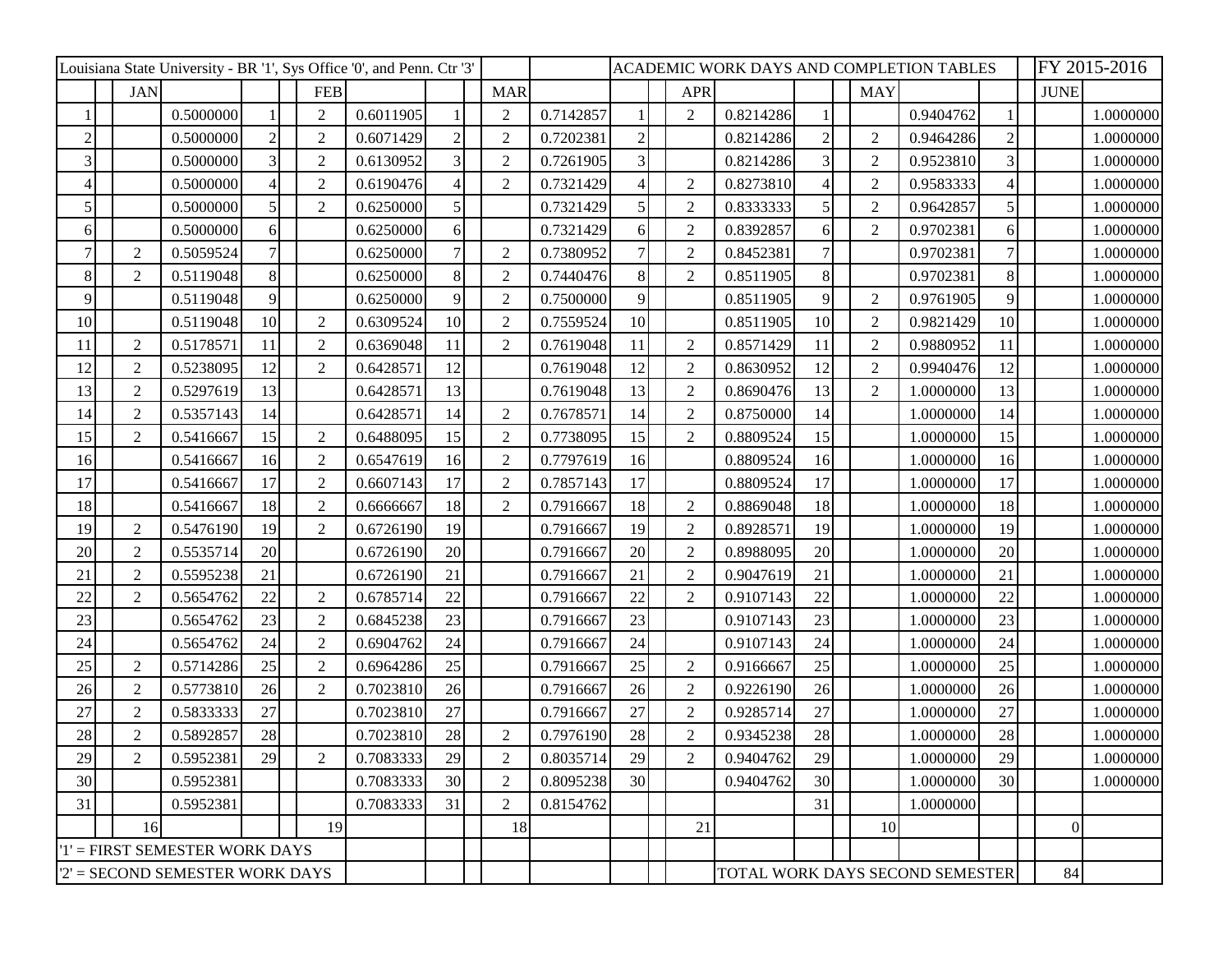| Louisiana State University - BR '1', Sys Office '0', and Penn. Ctr '3' | | | | | | | | | | | ACADEMIC WORK DAYS AND COMPLETION TABLES | | | | | | | FY 2015-2016 | |
|---|---|---|---|---|---|---|---|---|---|---|---|---|---|---|---|---|---|---|---|
| | JAN | | | | FEB | | | | MAR | | | | APR | | | | MAY | | | | JUNE | |
| 1 | | 0.5000000 | 1 | | 2 | 0.6011905 | 1 | | 2 | 0.7142857 | 1 | | 2 | 0.8214286 | 1 | | | 0.9404762 | 1 | | | 1.0000000 |
| 2 | | 0.5000000 | 2 | | 2 | 0.6071429 | 2 | | 2 | 0.7202381 | 2 | | | 0.8214286 | 2 | | 2 | 0.9464286 | 2 | | | 1.0000000 |
| 3 | | 0.5000000 | 3 | | 2 | 0.6130952 | 3 | | 2 | 0.7261905 | 3 | | | 0.8214286 | 3 | | 2 | 0.9523810 | 3 | | | 1.0000000 |
| 4 | | 0.5000000 | 4 | | 2 | 0.6190476 | 4 | | 2 | 0.7321429 | 4 | | 2 | 0.8273810 | 4 | | 2 | 0.9583333 | 4 | | | 1.0000000 |
| 5 | | 0.5000000 | 5 | | 2 | 0.6250000 | 5 | | | 0.7321429 | 5 | | 2 | 0.8333333 | 5 | | 2 | 0.9642857 | 5 | | | 1.0000000 |
| 6 | | 0.5000000 | 6 | | | 0.6250000 | 6 | | | 0.7321429 | 6 | | 2 | 0.8392857 | 6 | | 2 | 0.9702381 | 6 | | | 1.0000000 |
| 7 | 2 | 0.5059524 | 7 | | | 0.6250000 | 7 | | 2 | 0.7380952 | 7 | | 2 | 0.8452381 | 7 | | | 0.9702381 | 7 | | | 1.0000000 |
| 8 | 2 | 0.5119048 | 8 | | | 0.6250000 | 8 | | 2 | 0.7440476 | 8 | | 2 | 0.8511905 | 8 | | | 0.9702381 | 8 | | | 1.0000000 |
| 9 | | 0.5119048 | 9 | | | 0.6250000 | 9 | | 2 | 0.7500000 | 9 | | | 0.8511905 | 9 | | 2 | 0.9761905 | 9 | | | 1.0000000 |
| 10 | | 0.5119048 | 10 | | 2 | 0.6309524 | 10 | | 2 | 0.7559524 | 10 | | | 0.8511905 | 10 | | 2 | 0.9821429 | 10 | | | 1.0000000 |
| 11 | 2 | 0.5178571 | 11 | | 2 | 0.6369048 | 11 | | 2 | 0.7619048 | 11 | | 2 | 0.8571429 | 11 | | 2 | 0.9880952 | 11 | | | 1.0000000 |
| 12 | 2 | 0.5238095 | 12 | | 2 | 0.6428571 | 12 | | | 0.7619048 | 12 | | 2 | 0.8630952 | 12 | | 2 | 0.9940476 | 12 | | | 1.0000000 |
| 13 | 2 | 0.5297619 | 13 | | | 0.6428571 | 13 | | | 0.7619048 | 13 | | 2 | 0.8690476 | 13 | | 2 | 1.0000000 | 13 | | | 1.0000000 |
| 14 | 2 | 0.5357143 | 14 | | | 0.6428571 | 14 | | 2 | 0.7678571 | 14 | | 2 | 0.8750000 | 14 | | | 1.0000000 | 14 | | | 1.0000000 |
| 15 | 2 | 0.5416667 | 15 | | 2 | 0.6488095 | 15 | | 2 | 0.7738095 | 15 | | 2 | 0.8809524 | 15 | | | 1.0000000 | 15 | | | 1.0000000 |
| 16 | | 0.5416667 | 16 | | 2 | 0.6547619 | 16 | | 2 | 0.7797619 | 16 | | | 0.8809524 | 16 | | | 1.0000000 | 16 | | | 1.0000000 |
| 17 | | 0.5416667 | 17 | | 2 | 0.6607143 | 17 | | 2 | 0.7857143 | 17 | | | 0.8809524 | 17 | | | 1.0000000 | 17 | | | 1.0000000 |
| 18 | | 0.5416667 | 18 | | 2 | 0.6666667 | 18 | | 2 | 0.7916667 | 18 | | 2 | 0.8869048 | 18 | | | 1.0000000 | 18 | | | 1.0000000 |
| 19 | 2 | 0.5476190 | 19 | | 2 | 0.6726190 | 19 | | | 0.7916667 | 19 | | 2 | 0.8928571 | 19 | | | 1.0000000 | 19 | | | 1.0000000 |
| 20 | 2 | 0.5535714 | 20 | | | 0.6726190 | 20 | | | 0.7916667 | 20 | | 2 | 0.8988095 | 20 | | | 1.0000000 | 20 | | | 1.0000000 |
| 21 | 2 | 0.5595238 | 21 | | | 0.6726190 | 21 | | | 0.7916667 | 21 | | 2 | 0.9047619 | 21 | | | 1.0000000 | 21 | | | 1.0000000 |
| 22 | 2 | 0.5654762 | 22 | | 2 | 0.6785714 | 22 | | | 0.7916667 | 22 | | 2 | 0.9107143 | 22 | | | 1.0000000 | 22 | | | 1.0000000 |
| 23 | | 0.5654762 | 23 | | 2 | 0.6845238 | 23 | | | 0.7916667 | 23 | | | 0.9107143 | 23 | | | 1.0000000 | 23 | | | 1.0000000 |
| 24 | | 0.5654762 | 24 | | 2 | 0.6904762 | 24 | | | 0.7916667 | 24 | | | 0.9107143 | 24 | | | 1.0000000 | 24 | | | 1.0000000 |
| 25 | 2 | 0.5714286 | 25 | | 2 | 0.6964286 | 25 | | | 0.7916667 | 25 | | 2 | 0.9166667 | 25 | | | 1.0000000 | 25 | | | 1.0000000 |
| 26 | 2 | 0.5773810 | 26 | | 2 | 0.7023810 | 26 | | | 0.7916667 | 26 | | 2 | 0.9226190 | 26 | | | 1.0000000 | 26 | | | 1.0000000 |
| 27 | 2 | 0.5833333 | 27 | | | 0.7023810 | 27 | | | 0.7916667 | 27 | | 2 | 0.9285714 | 27 | | | 1.0000000 | 27 | | | 1.0000000 |
| 28 | 2 | 0.5892857 | 28 | | | 0.7023810 | 28 | | 2 | 0.7976190 | 28 | | 2 | 0.9345238 | 28 | | | 1.0000000 | 28 | | | 1.0000000 |
| 29 | 2 | 0.5952381 | 29 | | 2 | 0.7083333 | 29 | | 2 | 0.8035714 | 29 | | 2 | 0.9404762 | 29 | | | 1.0000000 | 29 | | | 1.0000000 |
| 30 | | 0.5952381 | | | | 0.7083333 | 30 | | 2 | 0.8095238 | 30 | | | 0.9404762 | 30 | | | 1.0000000 | 30 | | | 1.0000000 |
| 31 | | 0.5952381 | | | | 0.7083333 | 31 | | 2 | 0.8154762 | | | | | 31 | | | 1.0000000 | | | | |
| | 16 | | | | 19 | | | | 18 | | | | 21 | | | | 10 | | | | 0 | |
| '1' = FIRST SEMESTER WORK DAYS | | | | | | | | | | | | | | | | | | | | | | |
| '2' = SECOND SEMESTER WORK DAYS | | | | | | | | | | | | | | TOTAL WORK DAYS SECOND SEMESTER | | | | | | | 84 | |